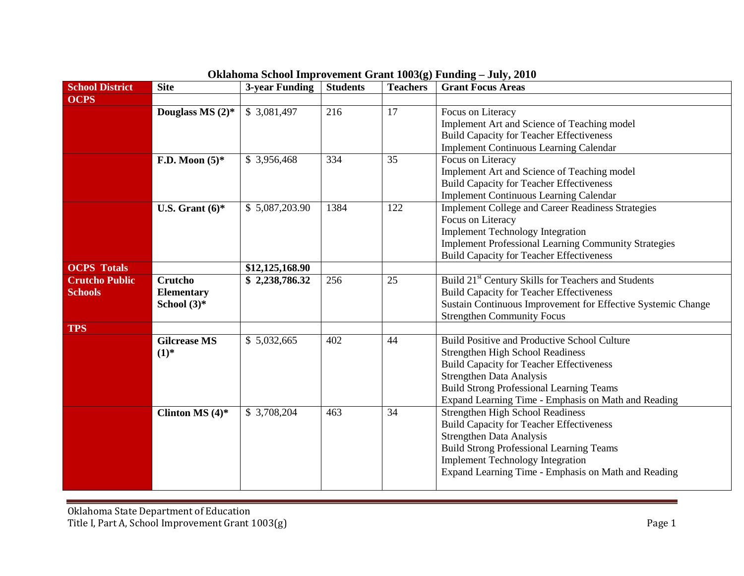# Oklahoma School Improvement Grant 1003(g) Funding – July, 2010

| School District | Site | 3-year Funding | Students | Teachers | Grant Focus Areas |
|---|---|---|---|---|---|
| **OCPS** | | | | | |
| | **Douglass MS (2)*** | $ 3,081,497 | 216 | 17 | Focus on Literacy<br>Implement Art and Science of Teaching model<br>Build Capacity for Teacher Effectiveness<br>Implement Continuous Learning Calendar |
| | **F.D. Moon (5)*** | $ 3,956,468 | 334 | 35 | Focus on Literacy<br>Implement Art and Science of Teaching model<br>Build Capacity for Teacher Effectiveness<br>Implement Continuous Learning Calendar |
| | **U.S. Grant (6)*** | $ 5,087,203.90 | 1384 | 122 | Implement College and Career Readiness Strategies<br>Focus on Literacy<br>Implement Technology Integration<br>Implement Professional Learning Community Strategies<br>Build Capacity for Teacher Effectiveness |
| **OCPS Totals** | | **$12,125,168.90** | | | |
| **Crutcho Public Schools** | **Crutcho Elementary School (3)*** | **$ 2,238,786.32** | 256 | 25 | Build 21st Century Skills for Teachers and Students<br>Build Capacity for Teacher Effectiveness<br>Sustain Continuous Improvement for Effective Systemic Change<br>Strengthen Community Focus |
| **TPS** | | | | | |
| | **Gilcrease MS (1)*** | $ 5,032,665 | 402 | 44 | Build Positive and Productive School Culture<br>Strengthen High School Readiness<br>Build Capacity for Teacher Effectiveness<br>Strengthen Data Analysis<br>Build Strong Professional Learning Teams<br>Expand Learning Time - Emphasis on Math and Reading |
| | **Clinton MS (4)*** | $ 3,708,204 | 463 | 34 | Strengthen High School Readiness<br>Build Capacity for Teacher Effectiveness<br>Strengthen Data Analysis<br>Build Strong Professional Learning Teams<br>Implement Technology Integration<br>Expand Learning Time - Emphasis on Math and Reading |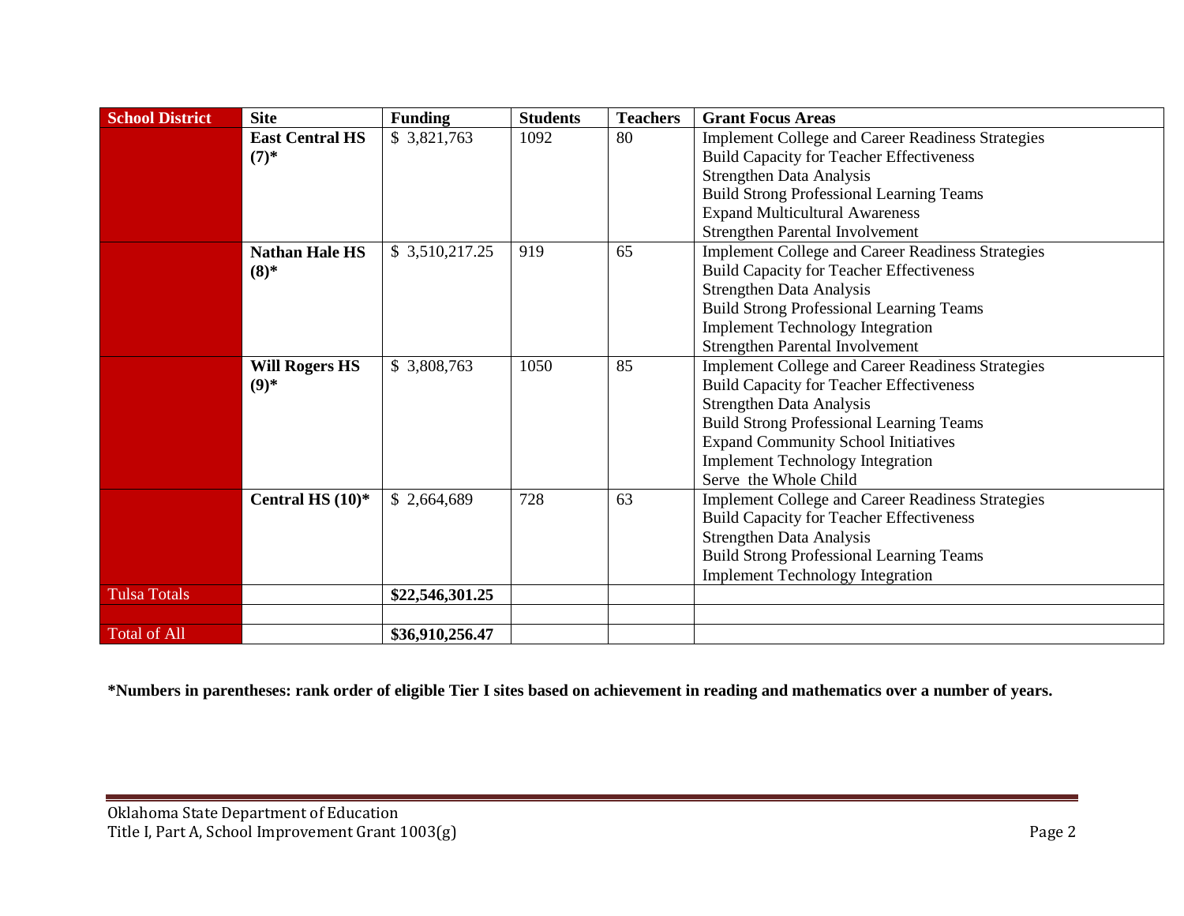| School District | Site | Funding | Students | Teachers | Grant Focus Areas |
|---|---|---|---|---|---|
| | **East Central HS (7)*** | $ 3,821,763 | 1092 | 80 | Implement College and Career Readiness Strategies<br>Build Capacity for Teacher Effectiveness<br>Strengthen Data Analysis<br>Build Strong Professional Learning Teams<br>Expand Multicultural Awareness<br>Strengthen Parental Involvement |
| | **Nathan Hale HS (8)*** | $ 3,510,217.25 | 919 | 65 | Implement College and Career Readiness Strategies<br>Build Capacity for Teacher Effectiveness<br>Strengthen Data Analysis<br>Build Strong Professional Learning Teams<br>Implement Technology Integration<br>Strengthen Parental Involvement |
| | **Will Rogers HS (9)*** | $ 3,808,763 | 1050 | 85 | Implement College and Career Readiness Strategies<br>Build Capacity for Teacher Effectiveness<br>Strengthen Data Analysis<br>Build Strong Professional Learning Teams<br>Expand Community School Initiatives<br>Implement Technology Integration<br>Serve the Whole Child |
| | **Central HS (10)*** | $ 2,664,689 | 728 | 63 | Implement College and Career Readiness Strategies<br>Build Capacity for Teacher Effectiveness<br>Strengthen Data Analysis<br>Build Strong Professional Learning Teams<br>Implement Technology Integration |
| Tulsa Totals | | **$22,546,301.25** | | | |
| | | | | | |
| Total of All | | **$36,910,256.47** | | | |

***Numbers in parentheses: rank order of eligible Tier I sites based on achievement in reading and mathematics over a number of years.**